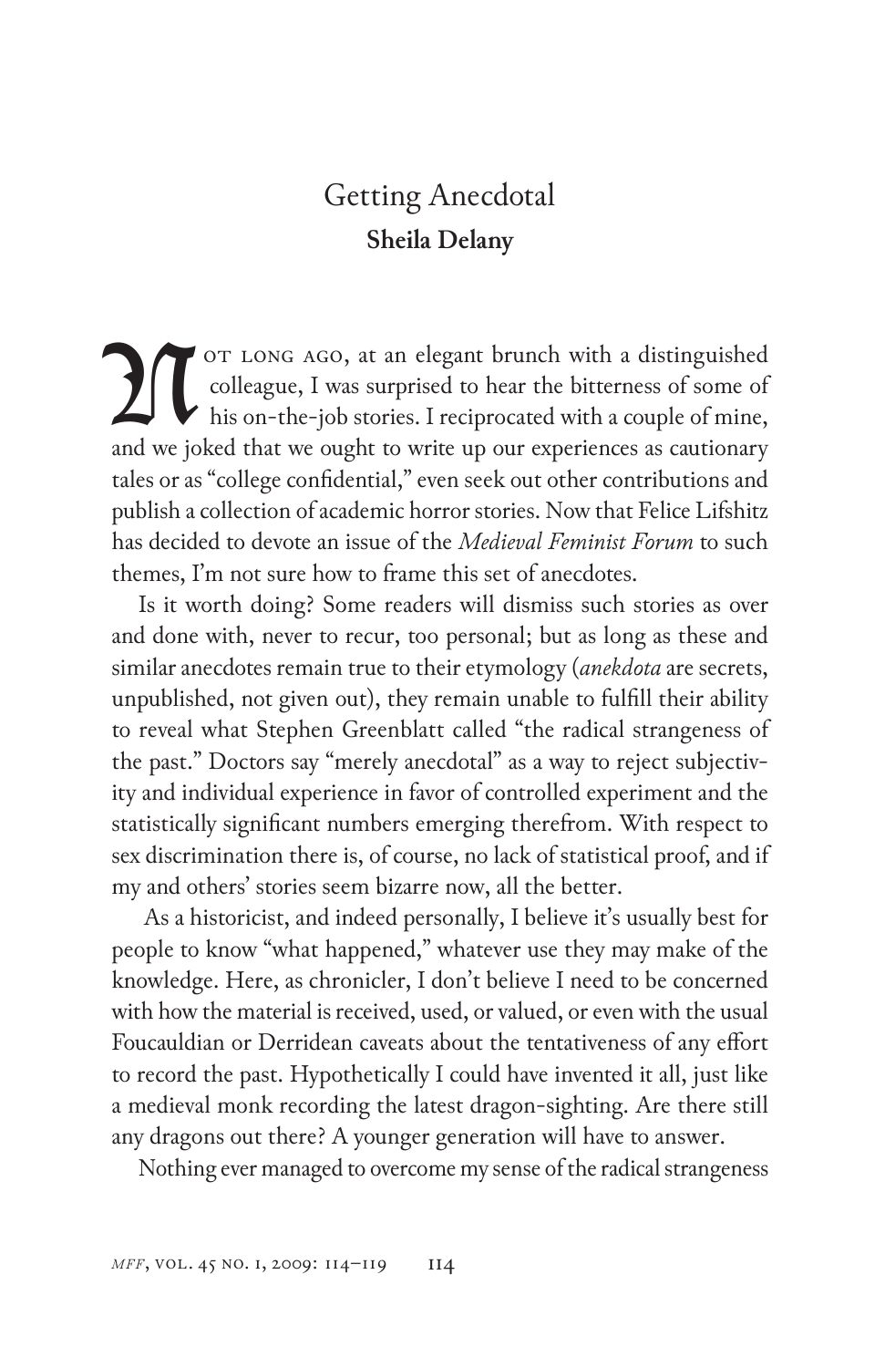# Getting Anecdotal

**Sheila Delany**

Not long ago, at an elegant brunch with a distinguished colleague, I was surprised to hear the bitterness of some of his on-the-job stories. I reciprocated with a couple of mine, and we joked that we ought to write up our experiences as cautionary tales or as "college confidential," even seek out other contributions and publish a collection of academic horror stories. Now that Felice Lifshitz has decided to devote an issue of the *Medieval Feminist Forum* to such themes, I'm not sure how to frame this set of anecdotes.

Is it worth doing? Some readers will dismiss such stories as over and done with, never to recur, too personal; but as long as these and similar anecdotes remain true to their etymology (*anekdota* are secrets, unpublished, not given out), they remain unable to fulfill their ability to reveal what Stephen Greenblatt called "the radical strangeness of the past." Doctors say "merely anecdotal" as a way to reject subjectivity and individual experience in favor of controlled experiment and the statistically significant numbers emerging therefrom. With respect to sex discrimination there is, of course, no lack of statistical proof, and if my and others' stories seem bizarre now, all the better.

As a historicist, and indeed personally, I believe it's usually best for people to know "what happened," whatever use they may make of the knowledge. Here, as chronicler, I don't believe I need to be concerned with how the material is received, used, or valued, or even with the usual Foucauldian or Derridean caveats about the tentativeness of any effort to record the past. Hypothetically I could have invented it all, just like a medieval monk recording the latest dragon-sighting. Are there still any dragons out there? A younger generation will have to answer.

Nothing ever managed to overcome my sense of the radical strangeness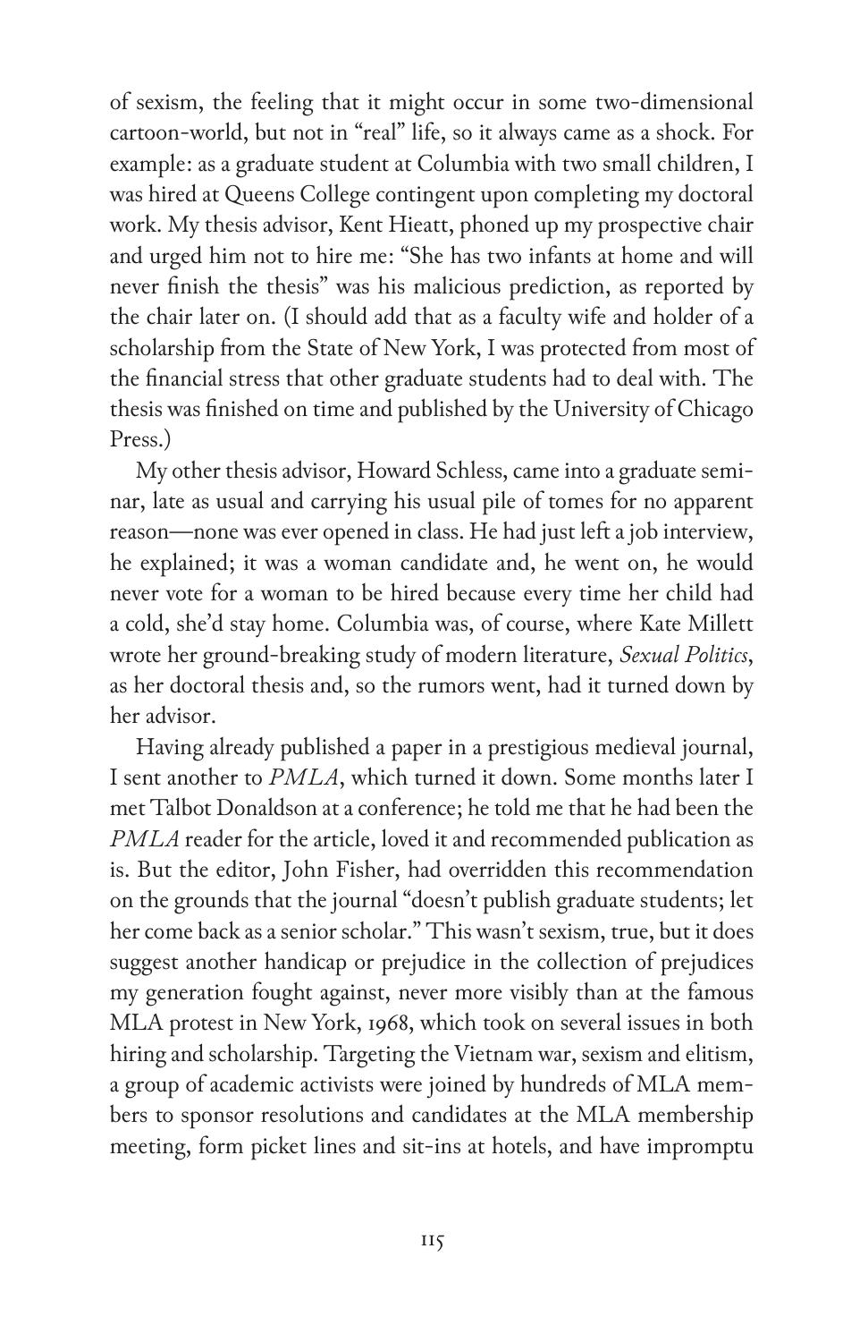of sexism, the feeling that it might occur in some two-dimensional cartoon-world, but not in "real" life, so it always came as a shock. For example: as a graduate student at Columbia with two small children, I was hired at Queens College contingent upon completing my doctoral work. My thesis advisor, Kent Hieatt, phoned up my prospective chair and urged him not to hire me: "She has two infants at home and will never finish the thesis" was his malicious prediction, as reported by the chair later on. (I should add that as a faculty wife and holder of a scholarship from the State of New York, I was protected from most of the financial stress that other graduate students had to deal with. The thesis was finished on time and published by the University of Chicago Press.)

My other thesis advisor, Howard Schless, came into a graduate seminar, late as usual and carrying his usual pile of tomes for no apparent reason—none was ever opened in class. He had just left a job interview, he explained; it was a woman candidate and, he went on, he would never vote for a woman to be hired because every time her child had a cold, she'd stay home. Columbia was, of course, where Kate Millett wrote her ground-breaking study of modern literature, *Sexual Politics*, as her doctoral thesis and, so the rumors went, had it turned down by her advisor.

Having already published a paper in a prestigious medieval journal, I sent another to *PMLA*, which turned it down. Some months later I met Talbot Donaldson at a conference; he told me that he had been the *PMLA* reader for the article, loved it and recommended publication as is. But the editor, John Fisher, had overridden this recommendation on the grounds that the journal "doesn't publish graduate students; let her come back as a senior scholar." This wasn't sexism, true, but it does suggest another handicap or prejudice in the collection of prejudices my generation fought against, never more visibly than at the famous MLA protest in New York, 1968, which took on several issues in both hiring and scholarship. Targeting the Vietnam war, sexism and elitism, a group of academic activists were joined by hundreds of MLA members to sponsor resolutions and candidates at the MLA membership meeting, form picket lines and sit-ins at hotels, and have impromptu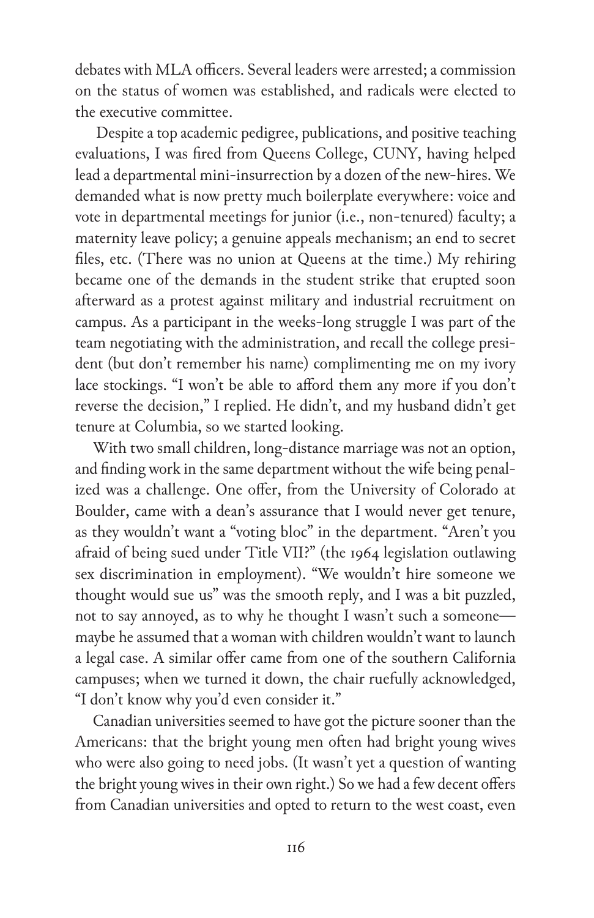debates with MLA officers. Several leaders were arrested; a commission on the status of women was established, and radicals were elected to the executive committee.

Despite a top academic pedigree, publications, and positive teaching evaluations, I was fired from Queens College, CUNY, having helped lead a departmental mini-insurrection by a dozen of the new-hires. We demanded what is now pretty much boilerplate everywhere: voice and vote in departmental meetings for junior (i.e., non-tenured) faculty; a maternity leave policy; a genuine appeals mechanism; an end to secret files, etc. (There was no union at Queens at the time.) My rehiring became one of the demands in the student strike that erupted soon afterward as a protest against military and industrial recruitment on campus. As a participant in the weeks-long struggle I was part of the team negotiating with the administration, and recall the college president (but don't remember his name) complimenting me on my ivory lace stockings. "I won't be able to afford them any more if you don't reverse the decision," I replied. He didn't, and my husband didn't get tenure at Columbia, so we started looking.

With two small children, long-distance marriage was not an option, and finding work in the same department without the wife being penalized was a challenge. One offer, from the University of Colorado at Boulder, came with a dean's assurance that I would never get tenure, as they wouldn't want a "voting bloc" in the department. "Aren't you afraid of being sued under Title VII?" (the 1964 legislation outlawing sex discrimination in employment). "We wouldn't hire someone we thought would sue us" was the smooth reply, and I was a bit puzzled, not to say annoyed, as to why he thought I wasn't such a someone—maybe he assumed that a woman with children wouldn't want to launch a legal case. A similar offer came from one of the southern California campuses; when we turned it down, the chair ruefully acknowledged, "I don't know why you'd even consider it."

Canadian universities seemed to have got the picture sooner than the Americans: that the bright young men often had bright young wives who were also going to need jobs. (It wasn't yet a question of wanting the bright young wives in their own right.) So we had a few decent offers from Canadian universities and opted to return to the west coast, even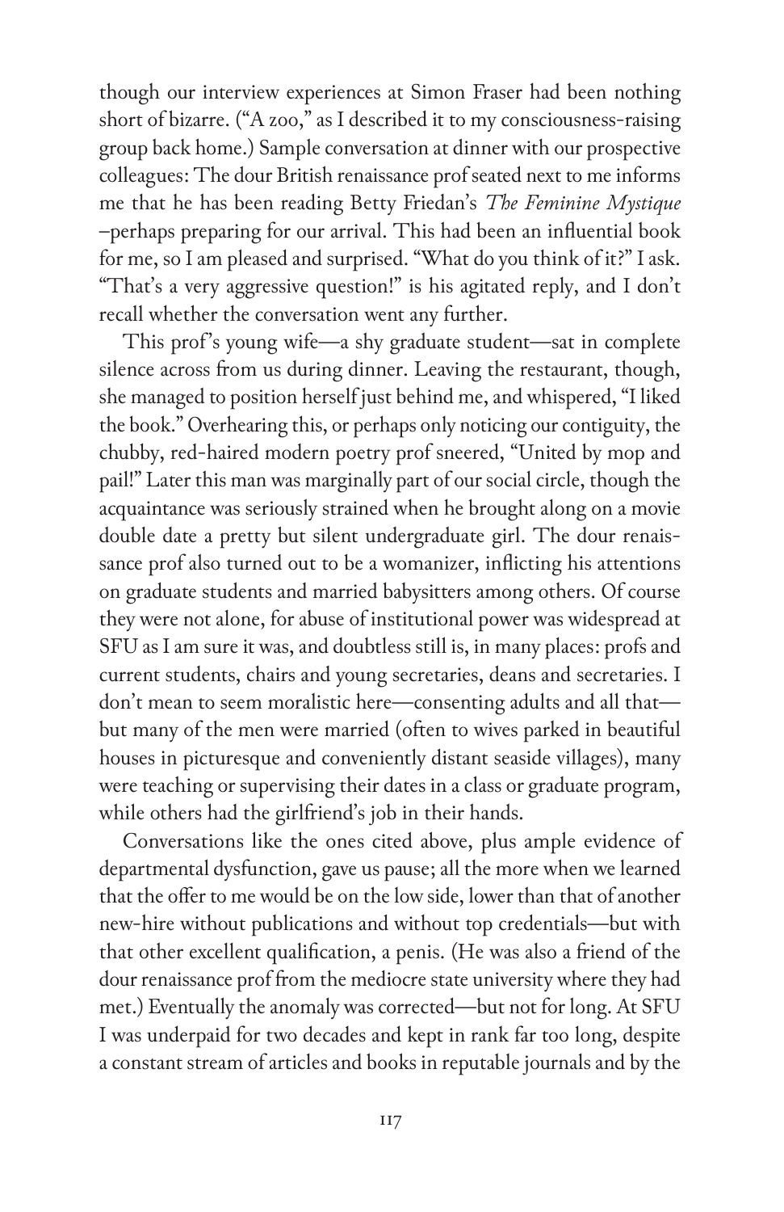though our interview experiences at Simon Fraser had been nothing short of bizarre. ("A zoo," as I described it to my consciousness-raising group back home.) Sample conversation at dinner with our prospective colleagues: The dour British renaissance prof seated next to me informs me that he has been reading Betty Friedan's *The Feminine Mystique* –perhaps preparing for our arrival. This had been an influential book for me, so I am pleased and surprised. "What do you think of it?" I ask. "That's a very aggressive question!" is his agitated reply, and I don't recall whether the conversation went any further.

This prof's young wife—a shy graduate student—sat in complete silence across from us during dinner. Leaving the restaurant, though, she managed to position herself just behind me, and whispered, "I liked the book." Overhearing this, or perhaps only noticing our contiguity, the chubby, red-haired modern poetry prof sneered, "United by mop and pail!" Later this man was marginally part of our social circle, though the acquaintance was seriously strained when he brought along on a movie double date a pretty but silent undergraduate girl. The dour renaissance prof also turned out to be a womanizer, inflicting his attentions on graduate students and married babysitters among others. Of course they were not alone, for abuse of institutional power was widespread at SFU as I am sure it was, and doubtless still is, in many places: profs and current students, chairs and young secretaries, deans and secretaries. I don't mean to seem moralistic here—consenting adults and all that—but many of the men were married (often to wives parked in beautiful houses in picturesque and conveniently distant seaside villages), many were teaching or supervising their dates in a class or graduate program, while others had the girlfriend's job in their hands.

Conversations like the ones cited above, plus ample evidence of departmental dysfunction, gave us pause; all the more when we learned that the offer to me would be on the low side, lower than that of another new-hire without publications and without top credentials—but with that other excellent qualification, a penis. (He was also a friend of the dour renaissance prof from the mediocre state university where they had met.) Eventually the anomaly was corrected—but not for long. At SFU I was underpaid for two decades and kept in rank far too long, despite a constant stream of articles and books in reputable journals and by the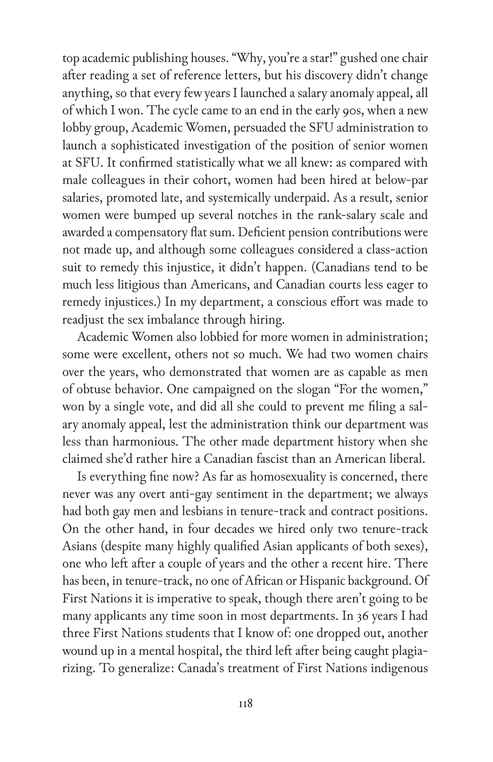top academic publishing houses. "Why, you're a star!" gushed one chair after reading a set of reference letters, but his discovery didn't change anything, so that every few years I launched a salary anomaly appeal, all of which I won. The cycle came to an end in the early 90s, when a new lobby group, Academic Women, persuaded the SFU administration to launch a sophisticated investigation of the position of senior women at SFU. It confirmed statistically what we all knew: as compared with male colleagues in their cohort, women had been hired at below-par salaries, promoted late, and systemically underpaid. As a result, senior women were bumped up several notches in the rank-salary scale and awarded a compensatory flat sum. Deficient pension contributions were not made up, and although some colleagues considered a class-action suit to remedy this injustice, it didn't happen. (Canadians tend to be much less litigious than Americans, and Canadian courts less eager to remedy injustices.) In my department, a conscious effort was made to readjust the sex imbalance through hiring.

Academic Women also lobbied for more women in administration; some were excellent, others not so much. We had two women chairs over the years, who demonstrated that women are as capable as men of obtuse behavior. One campaigned on the slogan "For the women," won by a single vote, and did all she could to prevent me filing a salary anomaly appeal, lest the administration think our department was less than harmonious. The other made department history when she claimed she'd rather hire a Canadian fascist than an American liberal.

Is everything fine now? As far as homosexuality is concerned, there never was any overt anti-gay sentiment in the department; we always had both gay men and lesbians in tenure-track and contract positions. On the other hand, in four decades we hired only two tenure-track Asians (despite many highly qualified Asian applicants of both sexes), one who left after a couple of years and the other a recent hire. There has been, in tenure-track, no one of African or Hispanic background. Of First Nations it is imperative to speak, though there aren't going to be many applicants any time soon in most departments. In 36 years I had three First Nations students that I know of: one dropped out, another wound up in a mental hospital, the third left after being caught plagiarizing. To generalize: Canada's treatment of First Nations indigenous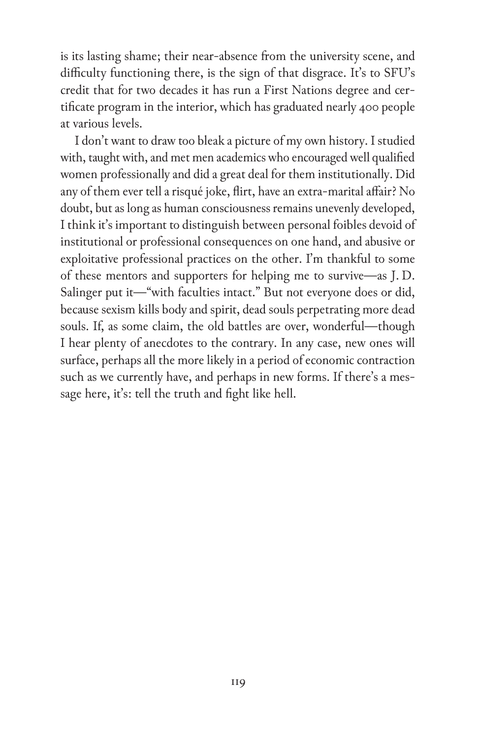is its lasting shame; their near-absence from the university scene, and difficulty functioning there, is the sign of that disgrace. It's to SFU's credit that for two decades it has run a First Nations degree and certificate program in the interior, which has graduated nearly 400 people at various levels.

I don't want to draw too bleak a picture of my own history. I studied with, taught with, and met men academics who encouraged well qualified women professionally and did a great deal for them institutionally. Did any of them ever tell a risqué joke, flirt, have an extra-marital affair? No doubt, but as long as human consciousness remains unevenly developed, I think it's important to distinguish between personal foibles devoid of institutional or professional consequences on one hand, and abusive or exploitative professional practices on the other. I'm thankful to some of these mentors and supporters for helping me to survive—as J. D. Salinger put it—"with faculties intact." But not everyone does or did, because sexism kills body and spirit, dead souls perpetrating more dead souls. If, as some claim, the old battles are over, wonderful—though I hear plenty of anecdotes to the contrary. In any case, new ones will surface, perhaps all the more likely in a period of economic contraction such as we currently have, and perhaps in new forms. If there's a message here, it's: tell the truth and fight like hell.